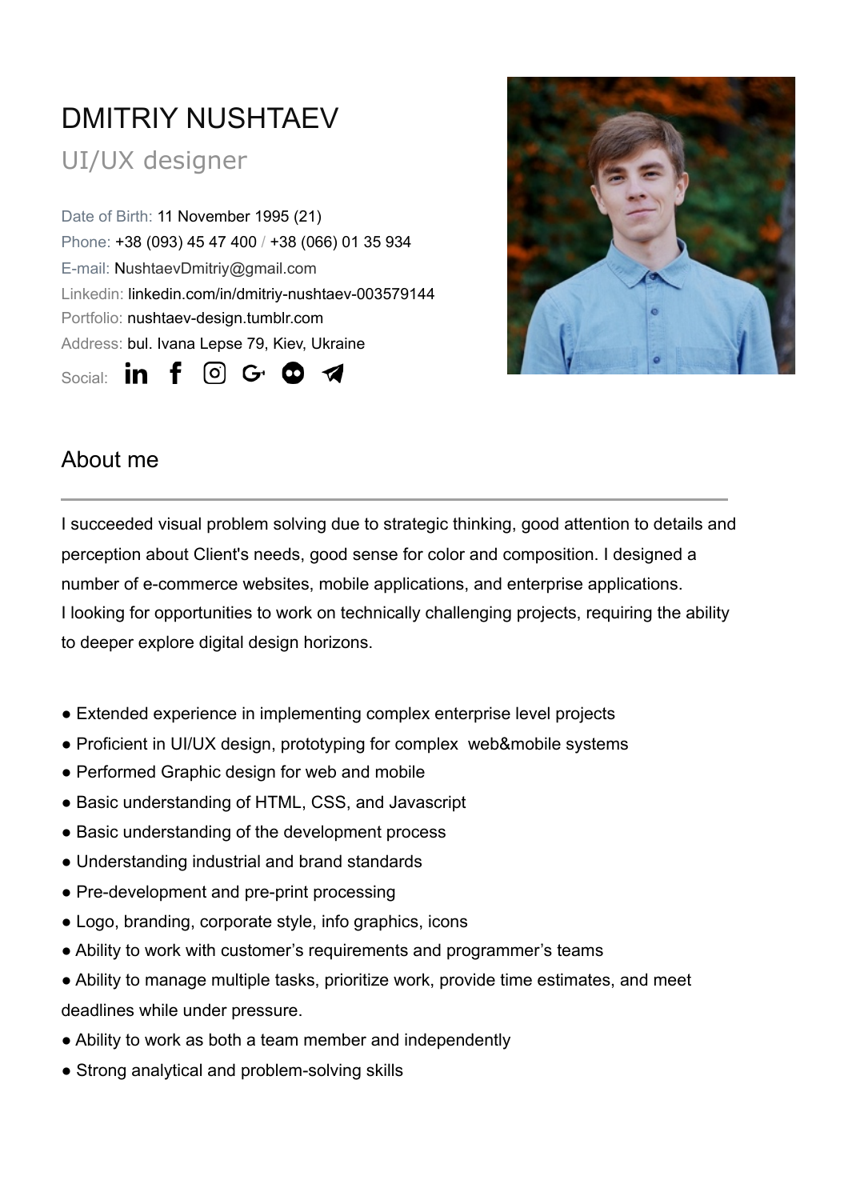# DMITRIY NUSHTAEV

## UI/UX designer

Date of Birth: 11 November 1995 (21)
Phone: +38 (093) 45 47 400 / +38 (066) 01 35 934
E-mail: NushtaevDmitriy@gmail.com
Linkedin: linkedin.com/in/dmitriy-nushtaev-003579144
Portfolio: nushtaev-design.tumblr.com
Address: bul. Ivana Lepse 79, Kiev, Ukraine
Social:

## About me

I succeeded visual problem solving due to strategic thinking, good attention to details and perception about Client's needs, good sense for color and composition. I designed a number of e-commerce websites, mobile applications, and enterprise applications.
I looking for opportunities to work on technically challenging projects, requiring the ability to deeper explore digital design horizons.

- Extended experience in implementing complex enterprise level projects
- Proficient in UI/UX design, prototyping for complex web&mobile systems
- Performed Graphic design for web and mobile
- Basic understanding of HTML, CSS, and Javascript
- Basic understanding of the development process
- Understanding industrial and brand standards
- Pre-development and pre-print processing
- Logo, branding, corporate style, info graphics, icons
- Ability to work with customer's requirements and programmer's teams
- Ability to manage multiple tasks, prioritize work, provide time estimates, and meet deadlines while under pressure.
- Ability to work as both a team member and independently
- Strong analytical and problem-solving skills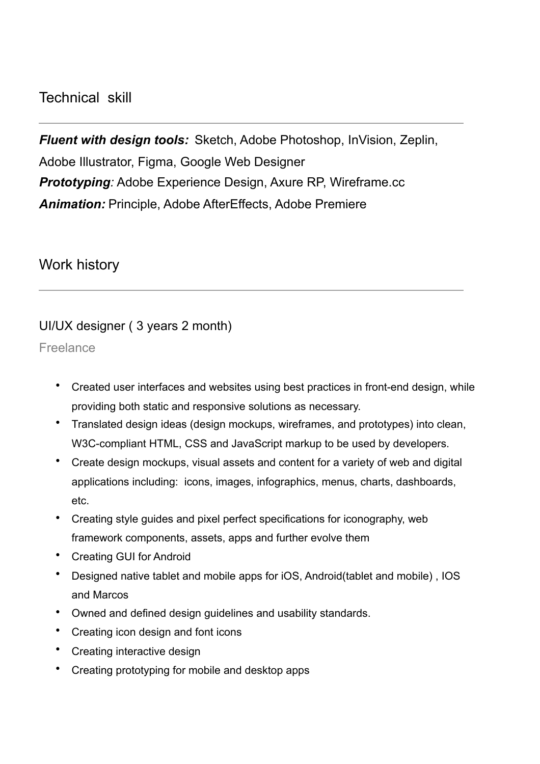## Technical  skill

***Fluent with design tools:*** Sketch, Adobe Photoshop, InVision, Zeplin, Adobe Illustrator, Figma, Google Web Designer
***Prototyping**:* Adobe Experience Design, Axure RP, Wireframe.cc
***Animation:*** Principle, Adobe AfterEffects, Adobe Premiere

## Work history

### UI/UX designer ( 3 years 2 month)

Freelance

- Created user interfaces and websites using best practices in front-end design, while providing both static and responsive solutions as necessary.
- Translated design ideas (design mockups, wireframes, and prototypes) into clean, W3C-compliant HTML, CSS and JavaScript markup to be used by developers.
- Create design mockups, visual assets and content for a variety of web and digital applications including:  icons, images, infographics, menus, charts, dashboards, etc.
- Creating style guides and pixel perfect specifications for iconography, web framework components, assets, apps and further evolve them
- Creating GUI for Android
- Designed native tablet and mobile apps for iOS, Android(tablet and mobile) , IOS and Marcos
- Owned and defined design guidelines and usability standards.
- Creating icon design and font icons
- Creating interactive design
- Creating prototyping for mobile and desktop apps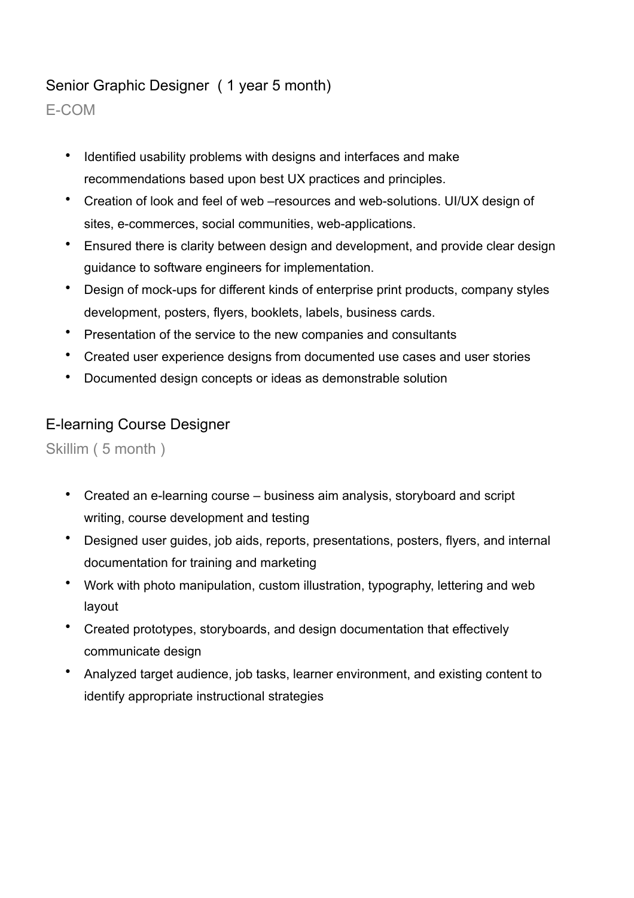### Senior Graphic Designer ( 1 year 5 month)

E-COM

- Identified usability problems with designs and interfaces and make recommendations based upon best UX practices and principles.
- Creation of look and feel of web –resources and web-solutions. UI/UX design of sites, e-commerces, social communities, web-applications.
- Ensured there is clarity between design and development, and provide clear design guidance to software engineers for implementation.
- Design of mock-ups for different kinds of enterprise print products, company styles development, posters, flyers, booklets, labels, business cards.
- Presentation of the service to the new companies and consultants
- Created user experience designs from documented use cases and user stories
- Documented design concepts or ideas as demonstrable solution

### E-learning Course Designer

Skillim ( 5 month )

- Created an e-learning course – business aim analysis, storyboard and script writing, course development and testing
- Designed user guides, job aids, reports, presentations, posters, flyers, and internal documentation for training and marketing
- Work with photo manipulation, custom illustration, typography, lettering and web layout
- Created prototypes, storyboards, and design documentation that effectively communicate design
- Analyzed target audience, job tasks, learner environment, and existing content to identify appropriate instructional strategies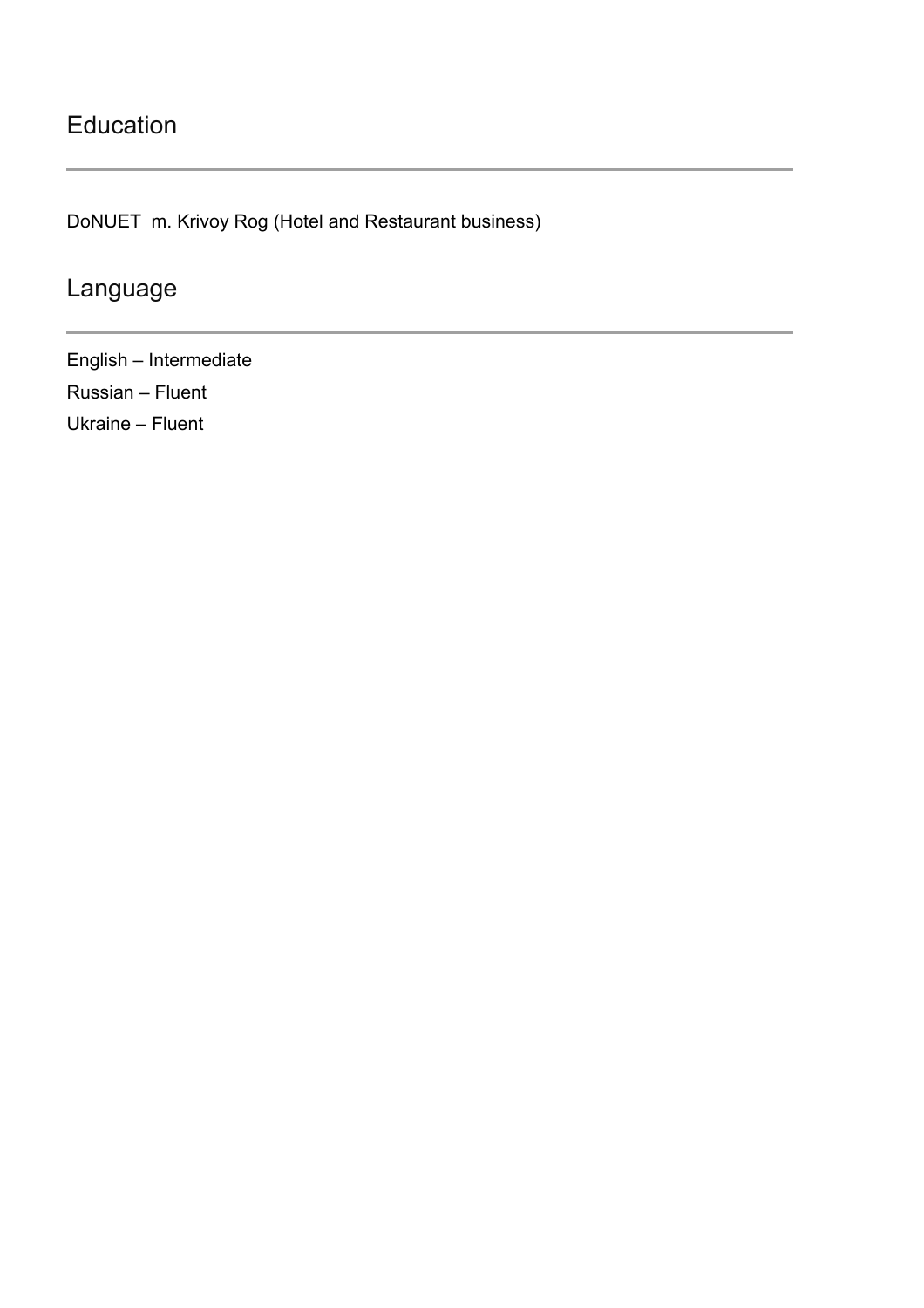## Education

---

DoNUET  m. Krivoy Rog (Hotel and Restaurant business)

## Language

---

English – Intermediate

Russian – Fluent

Ukraine – Fluent